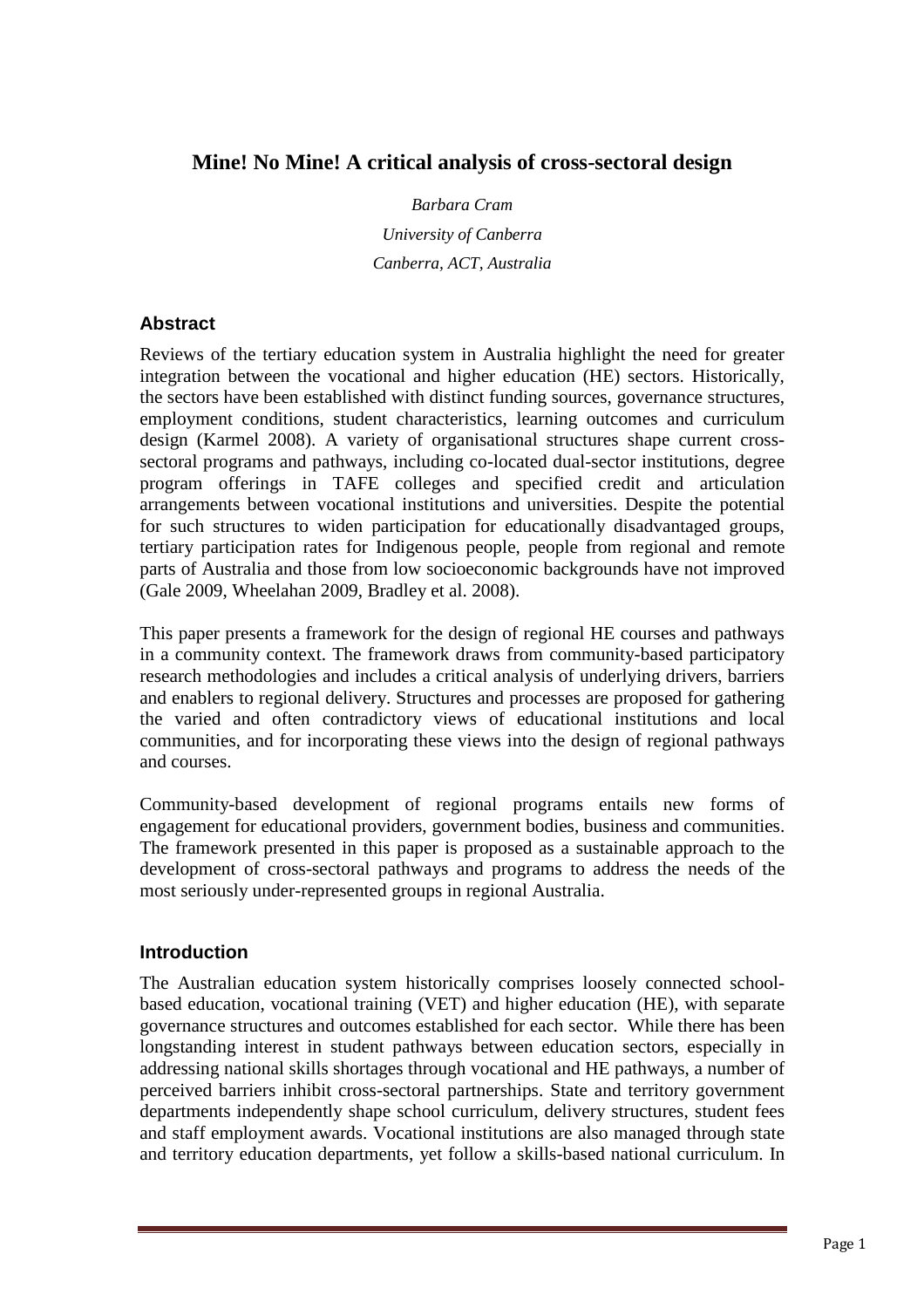# Mine! No Mine! A critical analysis of cross-sectoral design

*Barbara Cram*

*University of Canberra*

*Canberra, ACT, Australia*

## Abstract

Reviews of the tertiary education system in Australia highlight the need for greater integration between the vocational and higher education (HE) sectors. Historically, the sectors have been established with distinct funding sources, governance structures, employment conditions, student characteristics, learning outcomes and curriculum design (Karmel 2008). A variety of organisational structures shape current cross-sectoral programs and pathways, including co-located dual-sector institutions, degree program offerings in TAFE colleges and specified credit and articulation arrangements between vocational institutions and universities. Despite the potential for such structures to widen participation for educationally disadvantaged groups, tertiary participation rates for Indigenous people, people from regional and remote parts of Australia and those from low socioeconomic backgrounds have not improved (Gale 2009, Wheelahan 2009, Bradley et al. 2008).

This paper presents a framework for the design of regional HE courses and pathways in a community context. The framework draws from community-based participatory research methodologies and includes a critical analysis of underlying drivers, barriers and enablers to regional delivery. Structures and processes are proposed for gathering the varied and often contradictory views of educational institutions and local communities, and for incorporating these views into the design of regional pathways and courses.

Community-based development of regional programs entails new forms of engagement for educational providers, government bodies, business and communities. The framework presented in this paper is proposed as a sustainable approach to the development of cross-sectoral pathways and programs to address the needs of the most seriously under-represented groups in regional Australia.

## Introduction

The Australian education system historically comprises loosely connected school-based education, vocational training (VET) and higher education (HE), with separate governance structures and outcomes established for each sector. While there has been longstanding interest in student pathways between education sectors, especially in addressing national skills shortages through vocational and HE pathways, a number of perceived barriers inhibit cross-sectoral partnerships. State and territory government departments independently shape school curriculum, delivery structures, student fees and staff employment awards. Vocational institutions are also managed through state and territory education departments, yet follow a skills-based national curriculum. In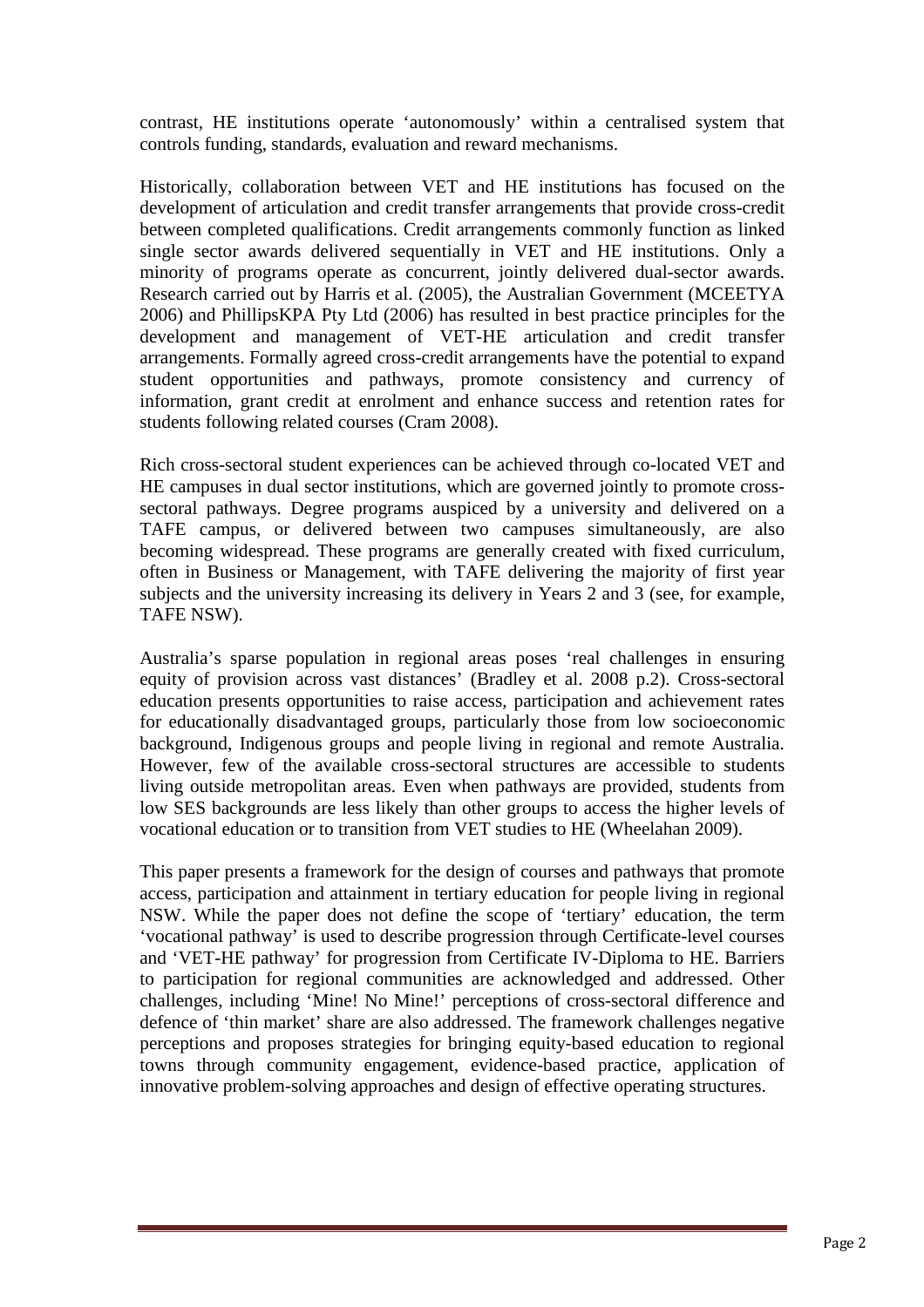contrast, HE institutions operate 'autonomously' within a centralised system that controls funding, standards, evaluation and reward mechanisms.

Historically, collaboration between VET and HE institutions has focused on the development of articulation and credit transfer arrangements that provide cross-credit between completed qualifications. Credit arrangements commonly function as linked single sector awards delivered sequentially in VET and HE institutions. Only a minority of programs operate as concurrent, jointly delivered dual-sector awards. Research carried out by Harris et al. (2005), the Australian Government (MCEETYA 2006) and PhillipsKPA Pty Ltd (2006) has resulted in best practice principles for the development and management of VET-HE articulation and credit transfer arrangements. Formally agreed cross-credit arrangements have the potential to expand student opportunities and pathways, promote consistency and currency of information, grant credit at enrolment and enhance success and retention rates for students following related courses (Cram 2008).

Rich cross-sectoral student experiences can be achieved through co-located VET and HE campuses in dual sector institutions, which are governed jointly to promote cross-sectoral pathways. Degree programs auspiced by a university and delivered on a TAFE campus, or delivered between two campuses simultaneously, are also becoming widespread. These programs are generally created with fixed curriculum, often in Business or Management, with TAFE delivering the majority of first year subjects and the university increasing its delivery in Years 2 and 3 (see, for example, TAFE NSW).

Australia's sparse population in regional areas poses 'real challenges in ensuring equity of provision across vast distances' (Bradley et al. 2008 p.2). Cross-sectoral education presents opportunities to raise access, participation and achievement rates for educationally disadvantaged groups, particularly those from low socioeconomic background, Indigenous groups and people living in regional and remote Australia. However, few of the available cross-sectoral structures are accessible to students living outside metropolitan areas. Even when pathways are provided, students from low SES backgrounds are less likely than other groups to access the higher levels of vocational education or to transition from VET studies to HE (Wheelahan 2009).

This paper presents a framework for the design of courses and pathways that promote access, participation and attainment in tertiary education for people living in regional NSW. While the paper does not define the scope of 'tertiary' education, the term 'vocational pathway' is used to describe progression through Certificate-level courses and 'VET-HE pathway' for progression from Certificate IV-Diploma to HE. Barriers to participation for regional communities are acknowledged and addressed. Other challenges, including 'Mine! No Mine!' perceptions of cross-sectoral difference and defence of 'thin market' share are also addressed. The framework challenges negative perceptions and proposes strategies for bringing equity-based education to regional towns through community engagement, evidence-based practice, application of innovative problem-solving approaches and design of effective operating structures.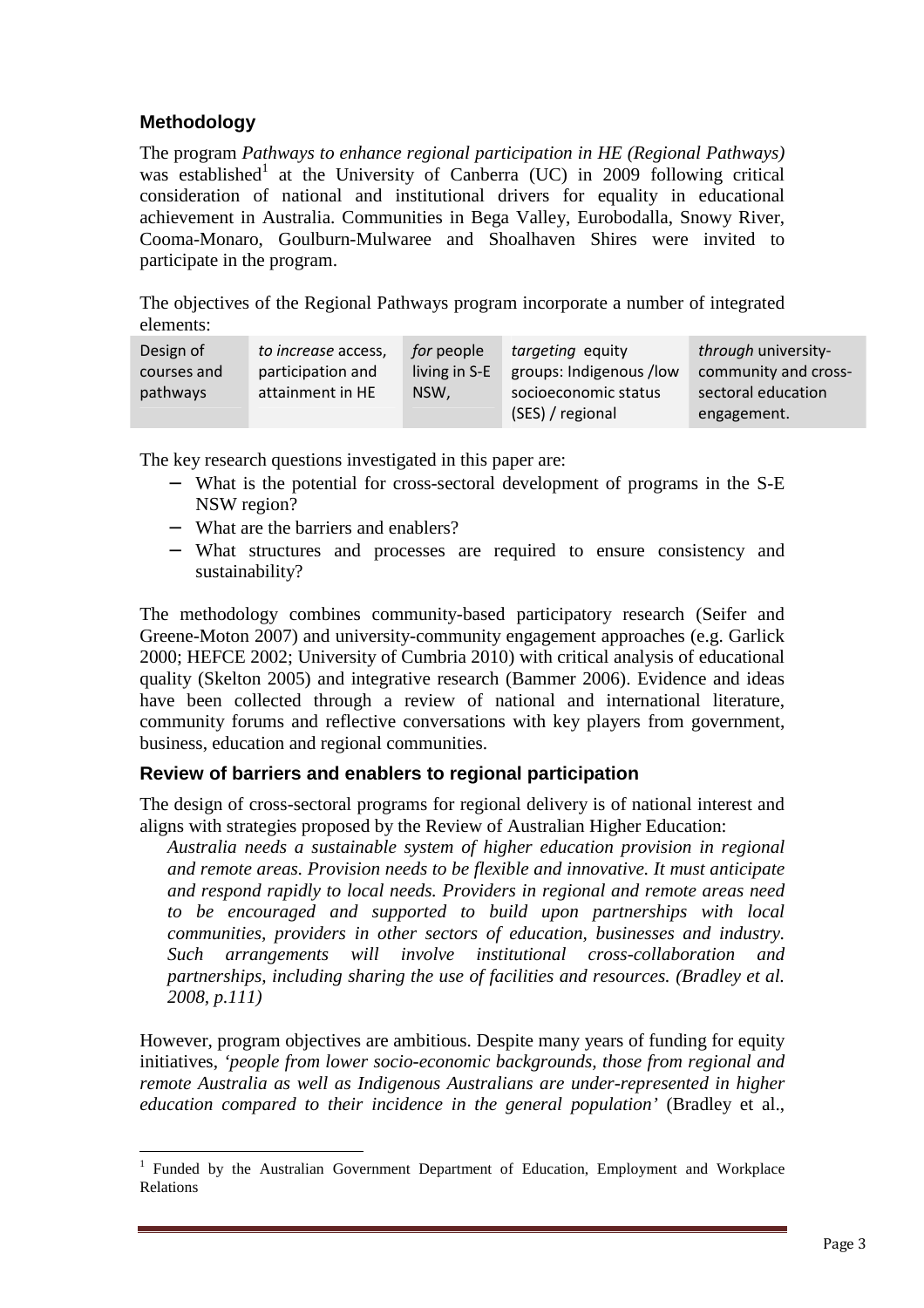### Methodology

The program *Pathways to enhance regional participation in HE (Regional Pathways)* was established[1] at the University of Canberra (UC) in 2009 following critical consideration of national and institutional drivers for equality in educational achievement in Australia. Communities in Bega Valley, Eurobodalla, Snowy River, Cooma-Monaro, Goulburn-Mulwaree and Shoalhaven Shires were invited to participate in the program.

The objectives of the Regional Pathways program incorporate a number of integrated elements:

| Design of courses and pathways | *to increase* access, participation and attainment in HE | *for* people living in S-E NSW, | *targeting* equity groups: Indigenous /low socioeconomic status (SES) / regional | *through* university-community and cross-sectoral education engagement. |
|---|---|---|---|---|

The key research questions investigated in this paper are:

- What is the potential for cross-sectoral development of programs in the S-E NSW region?
- What are the barriers and enablers?
- What structures and processes are required to ensure consistency and sustainability?

The methodology combines community-based participatory research (Seifer and Greene-Moton 2007) and university-community engagement approaches (e.g. Garlick 2000; HEFCE 2002; University of Cumbria 2010) with critical analysis of educational quality (Skelton 2005) and integrative research (Bammer 2006). Evidence and ideas have been collected through a review of national and international literature, community forums and reflective conversations with key players from government, business, education and regional communities.

### Review of barriers and enablers to regional participation

The design of cross-sectoral programs for regional delivery is of national interest and aligns with strategies proposed by the Review of Australian Higher Education:

> *Australia needs a sustainable system of higher education provision in regional and remote areas. Provision needs to be flexible and innovative. It must anticipate and respond rapidly to local needs. Providers in regional and remote areas need to be encouraged and supported to build upon partnerships with local communities, providers in other sectors of education, businesses and industry. Such arrangements will involve institutional cross-collaboration and partnerships, including sharing the use of facilities and resources. (Bradley et al. 2008, p.111)*

However, program objectives are ambitious. Despite many years of funding for equity initiatives, *'people from lower socio-economic backgrounds, those from regional and remote Australia as well as Indigenous Australians are under-represented in higher education compared to their incidence in the general population'* (Bradley et al.,

[1] Funded by the Australian Government Department of Education, Employment and Workplace Relations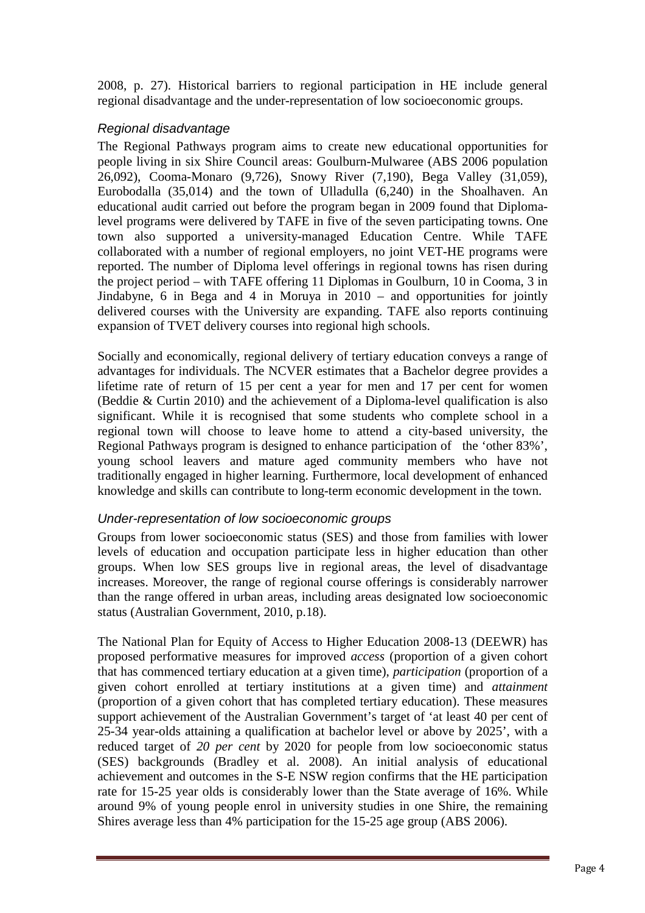2008, p. 27). Historical barriers to regional participation in HE include general regional disadvantage and the under-representation of low socioeconomic groups.

### *Regional disadvantage*

The Regional Pathways program aims to create new educational opportunities for people living in six Shire Council areas: Goulburn-Mulwaree (ABS 2006 population 26,092), Cooma-Monaro (9,726), Snowy River (7,190), Bega Valley (31,059), Eurobodalla (35,014) and the town of Ulladulla (6,240) in the Shoalhaven. An educational audit carried out before the program began in 2009 found that Diploma-level programs were delivered by TAFE in five of the seven participating towns. One town also supported a university-managed Education Centre. While TAFE collaborated with a number of regional employers, no joint VET-HE programs were reported. The number of Diploma level offerings in regional towns has risen during the project period – with TAFE offering 11 Diplomas in Goulburn, 10 in Cooma, 3 in Jindabyne, 6 in Bega and 4 in Moruya in 2010 – and opportunities for jointly delivered courses with the University are expanding. TAFE also reports continuing expansion of TVET delivery courses into regional high schools.

Socially and economically, regional delivery of tertiary education conveys a range of advantages for individuals. The NCVER estimates that a Bachelor degree provides a lifetime rate of return of 15 per cent a year for men and 17 per cent for women (Beddie & Curtin 2010) and the achievement of a Diploma-level qualification is also significant. While it is recognised that some students who complete school in a regional town will choose to leave home to attend a city-based university, the Regional Pathways program is designed to enhance participation of the 'other 83%', young school leavers and mature aged community members who have not traditionally engaged in higher learning. Furthermore, local development of enhanced knowledge and skills can contribute to long-term economic development in the town.

### *Under-representation of low socioeconomic groups*

Groups from lower socioeconomic status (SES) and those from families with lower levels of education and occupation participate less in higher education than other groups. When low SES groups live in regional areas, the level of disadvantage increases. Moreover, the range of regional course offerings is considerably narrower than the range offered in urban areas, including areas designated low socioeconomic status (Australian Government, 2010, p.18).

The National Plan for Equity of Access to Higher Education 2008-13 (DEEWR) has proposed performative measures for improved *access* (proportion of a given cohort that has commenced tertiary education at a given time), *participation* (proportion of a given cohort enrolled at tertiary institutions at a given time) and *attainment* (proportion of a given cohort that has completed tertiary education). These measures support achievement of the Australian Government's target of 'at least 40 per cent of 25-34 year-olds attaining a qualification at bachelor level or above by 2025', with a reduced target of *20 per cent* by 2020 for people from low socioeconomic status (SES) backgrounds (Bradley et al. 2008). An initial analysis of educational achievement and outcomes in the S-E NSW region confirms that the HE participation rate for 15-25 year olds is considerably lower than the State average of 16%. While around 9% of young people enrol in university studies in one Shire, the remaining Shires average less than 4% participation for the 15-25 age group (ABS 2006).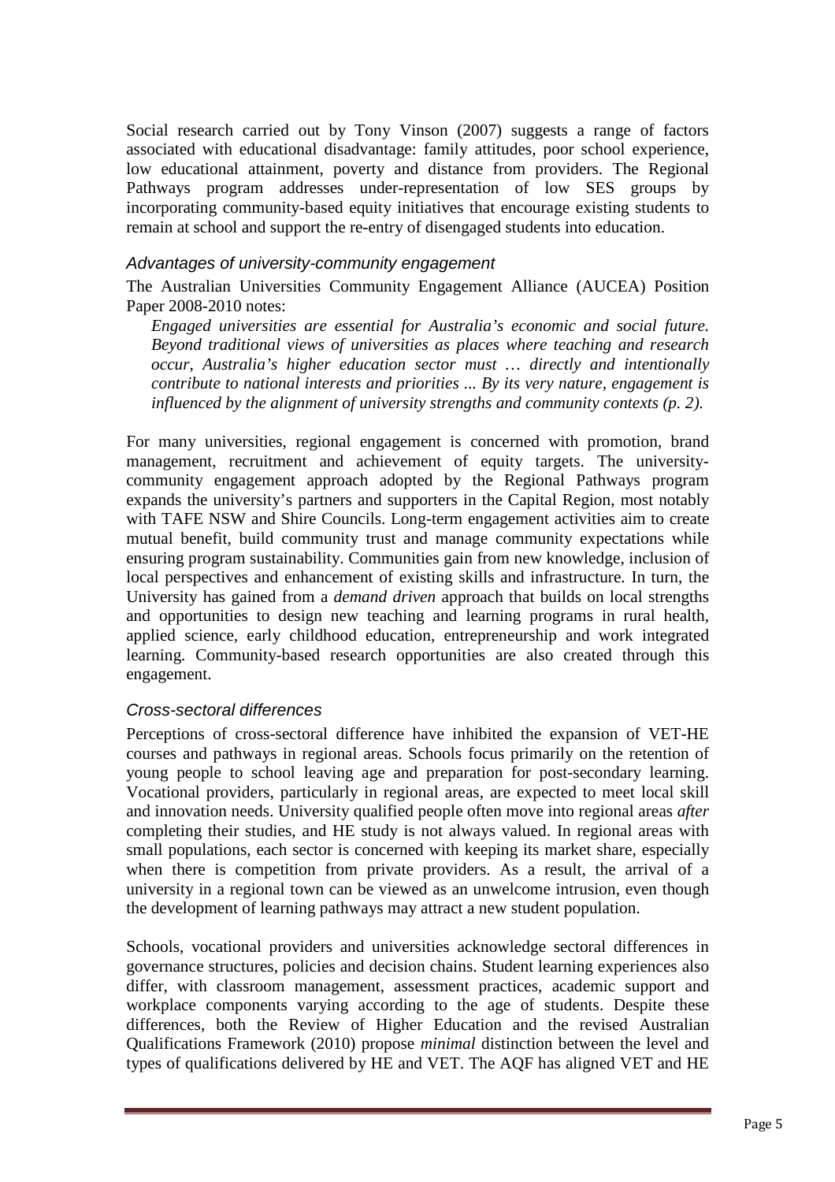Social research carried out by Tony Vinson (2007) suggests a range of factors associated with educational disadvantage: family attitudes, poor school experience, low educational attainment, poverty and distance from providers. The Regional Pathways program addresses under-representation of low SES groups by incorporating community-based equity initiatives that encourage existing students to remain at school and support the re-entry of disengaged students into education.

### *Advantages of university-community engagement*

The Australian Universities Community Engagement Alliance (AUCEA) Position Paper 2008-2010 notes:

> *Engaged universities are essential for Australia's economic and social future. Beyond traditional views of universities as places where teaching and research occur, Australia's higher education sector must … directly and intentionally contribute to national interests and priorities ... By its very nature, engagement is influenced by the alignment of university strengths and community contexts (p. 2).*

For many universities, regional engagement is concerned with promotion, brand management, recruitment and achievement of equity targets. The university-community engagement approach adopted by the Regional Pathways program expands the university's partners and supporters in the Capital Region, most notably with TAFE NSW and Shire Councils. Long-term engagement activities aim to create mutual benefit, build community trust and manage community expectations while ensuring program sustainability. Communities gain from new knowledge, inclusion of local perspectives and enhancement of existing skills and infrastructure. In turn, the University has gained from a *demand driven* approach that builds on local strengths and opportunities to design new teaching and learning programs in rural health, applied science, early childhood education, entrepreneurship and work integrated learning. Community-based research opportunities are also created through this engagement.

### *Cross-sectoral differences*

Perceptions of cross-sectoral difference have inhibited the expansion of VET-HE courses and pathways in regional areas. Schools focus primarily on the retention of young people to school leaving age and preparation for post-secondary learning. Vocational providers, particularly in regional areas, are expected to meet local skill and innovation needs. University qualified people often move into regional areas *after* completing their studies, and HE study is not always valued. In regional areas with small populations, each sector is concerned with keeping its market share, especially when there is competition from private providers. As a result, the arrival of a university in a regional town can be viewed as an unwelcome intrusion, even though the development of learning pathways may attract a new student population.

Schools, vocational providers and universities acknowledge sectoral differences in governance structures, policies and decision chains. Student learning experiences also differ, with classroom management, assessment practices, academic support and workplace components varying according to the age of students. Despite these differences, both the Review of Higher Education and the revised Australian Qualifications Framework (2010) propose *minimal* distinction between the level and types of qualifications delivered by HE and VET. The AQF has aligned VET and HE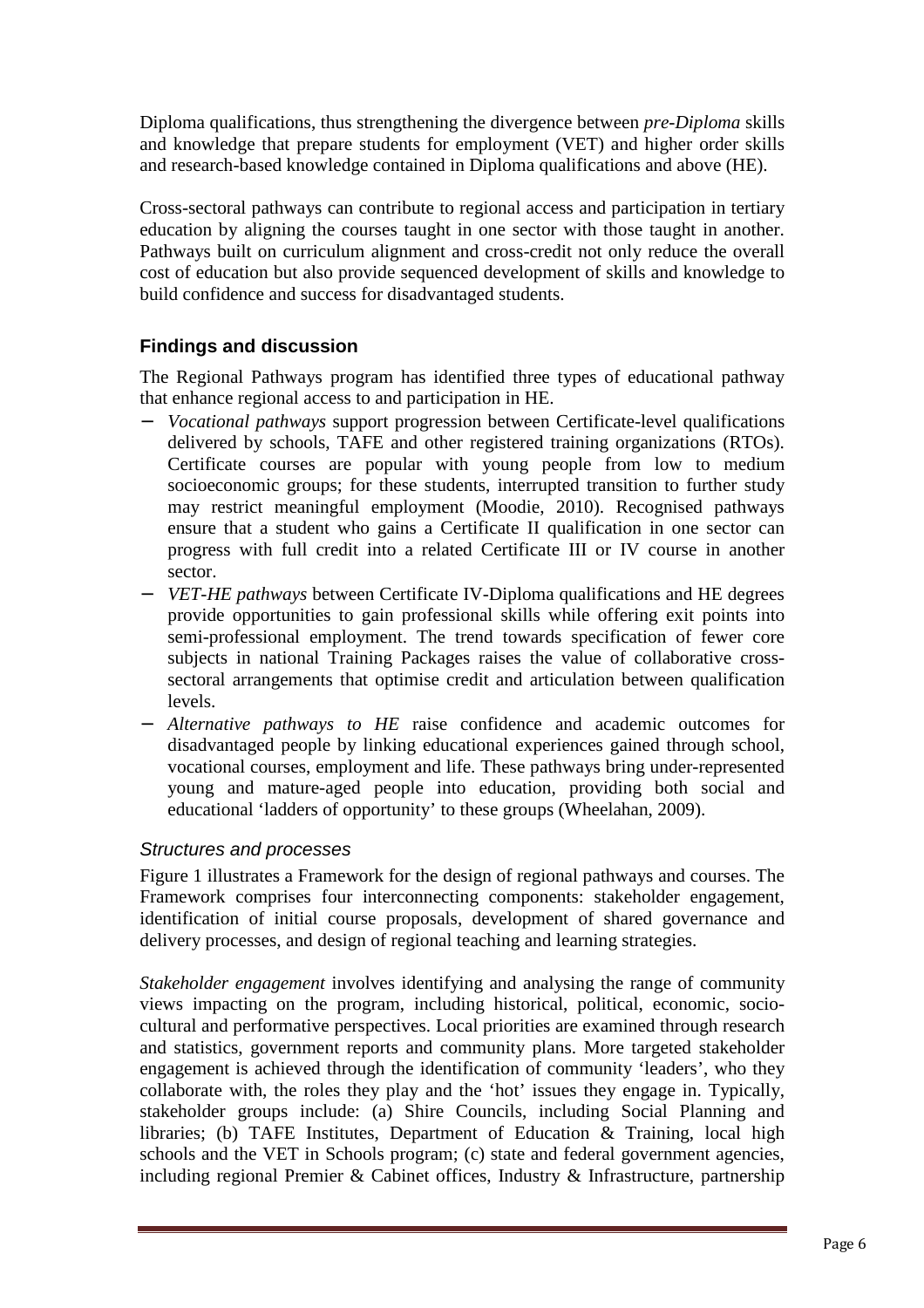Diploma qualifications, thus strengthening the divergence between *pre-Diploma* skills and knowledge that prepare students for employment (VET) and higher order skills and research-based knowledge contained in Diploma qualifications and above (HE).

Cross-sectoral pathways can contribute to regional access and participation in tertiary education by aligning the courses taught in one sector with those taught in another. Pathways built on curriculum alignment and cross-credit not only reduce the overall cost of education but also provide sequenced development of skills and knowledge to build confidence and success for disadvantaged students.

## Findings and discussion

The Regional Pathways program has identified three types of educational pathway that enhance regional access to and participation in HE.

- *Vocational pathways* support progression between Certificate-level qualifications delivered by schools, TAFE and other registered training organizations (RTOs). Certificate courses are popular with young people from low to medium socioeconomic groups; for these students, interrupted transition to further study may restrict meaningful employment (Moodie, 2010). Recognised pathways ensure that a student who gains a Certificate II qualification in one sector can progress with full credit into a related Certificate III or IV course in another sector.
- *VET-HE pathways* between Certificate IV-Diploma qualifications and HE degrees provide opportunities to gain professional skills while offering exit points into semi-professional employment. The trend towards specification of fewer core subjects in national Training Packages raises the value of collaborative cross-sectoral arrangements that optimise credit and articulation between qualification levels.
- *Alternative pathways to HE* raise confidence and academic outcomes for disadvantaged people by linking educational experiences gained through school, vocational courses, employment and life. These pathways bring under-represented young and mature-aged people into education, providing both social and educational 'ladders of opportunity' to these groups (Wheelahan, 2009).

### *Structures and processes*

Figure 1 illustrates a Framework for the design of regional pathways and courses. The Framework comprises four interconnecting components: stakeholder engagement, identification of initial course proposals, development of shared governance and delivery processes, and design of regional teaching and learning strategies.

*Stakeholder engagement* involves identifying and analysing the range of community views impacting on the program, including historical, political, economic, socio-cultural and performative perspectives. Local priorities are examined through research and statistics, government reports and community plans. More targeted stakeholder engagement is achieved through the identification of community 'leaders', who they collaborate with, the roles they play and the 'hot' issues they engage in. Typically, stakeholder groups include: (a) Shire Councils, including Social Planning and libraries; (b) TAFE Institutes, Department of Education & Training, local high schools and the VET in Schools program; (c) state and federal government agencies, including regional Premier & Cabinet offices, Industry & Infrastructure, partnership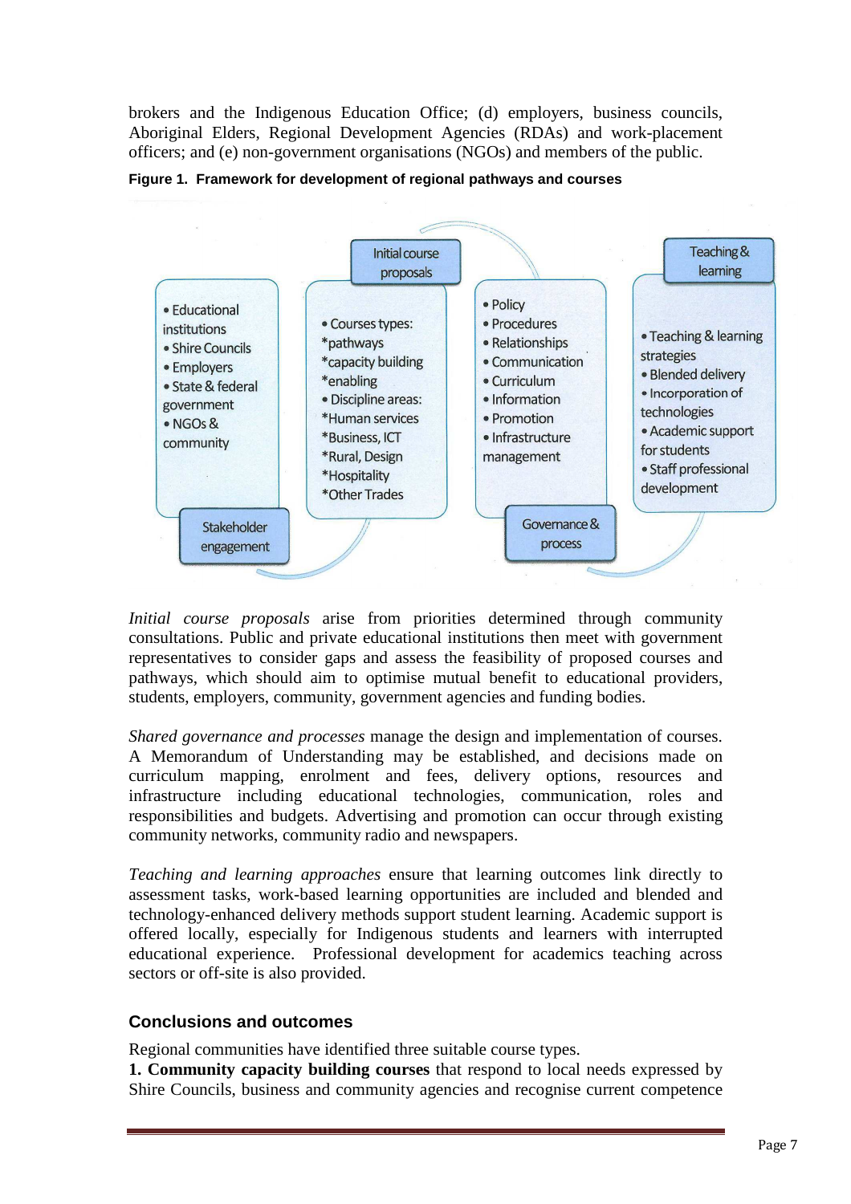brokers and the Indigenous Education Office; (d) employers, business councils, Aboriginal Elders, Regional Development Agencies (RDAs) and work-placement officers; and (e) non-government organisations (NGOs) and members of the public.

**Figure 1. Framework for development of regional pathways and courses**

**Stakeholder engagement**

- Educational institutions
- Shire Councils
- Employers
- State & federal government
- NGOs & community

**Initial course proposals**

- Courses types:
  *pathways
  *capacity building
  *enabling
- Discipline areas:
  *Human services
  *Business, ICT
  *Rural, Design
  *Hospitality
  *Other Trades

**Governance & process**

- Policy
- Procedures
- Relationships
- Communication
- Curriculum
- Information
- Promotion
- Infrastructure management

**Teaching & learning**

- Teaching & learning strategies
- Blended delivery
- Incorporation of technologies
- Academic support for students
- Staff professional development

*Initial course proposals* arise from priorities determined through community consultations. Public and private educational institutions then meet with government representatives to consider gaps and assess the feasibility of proposed courses and pathways, which should aim to optimise mutual benefit to educational providers, students, employers, community, government agencies and funding bodies.

*Shared governance and processes* manage the design and implementation of courses. A Memorandum of Understanding may be established, and decisions made on curriculum mapping, enrolment and fees, delivery options, resources and infrastructure including educational technologies, communication, roles and responsibilities and budgets. Advertising and promotion can occur through existing community networks, community radio and newspapers.

*Teaching and learning approaches* ensure that learning outcomes link directly to assessment tasks, work-based learning opportunities are included and blended and technology-enhanced delivery methods support student learning. Academic support is offered locally, especially for Indigenous students and learners with interrupted educational experience. Professional development for academics teaching across sectors or off-site is also provided.

## Conclusions and outcomes

Regional communities have identified three suitable course types.

**1. Community capacity building courses** that respond to local needs expressed by Shire Councils, business and community agencies and recognise current competence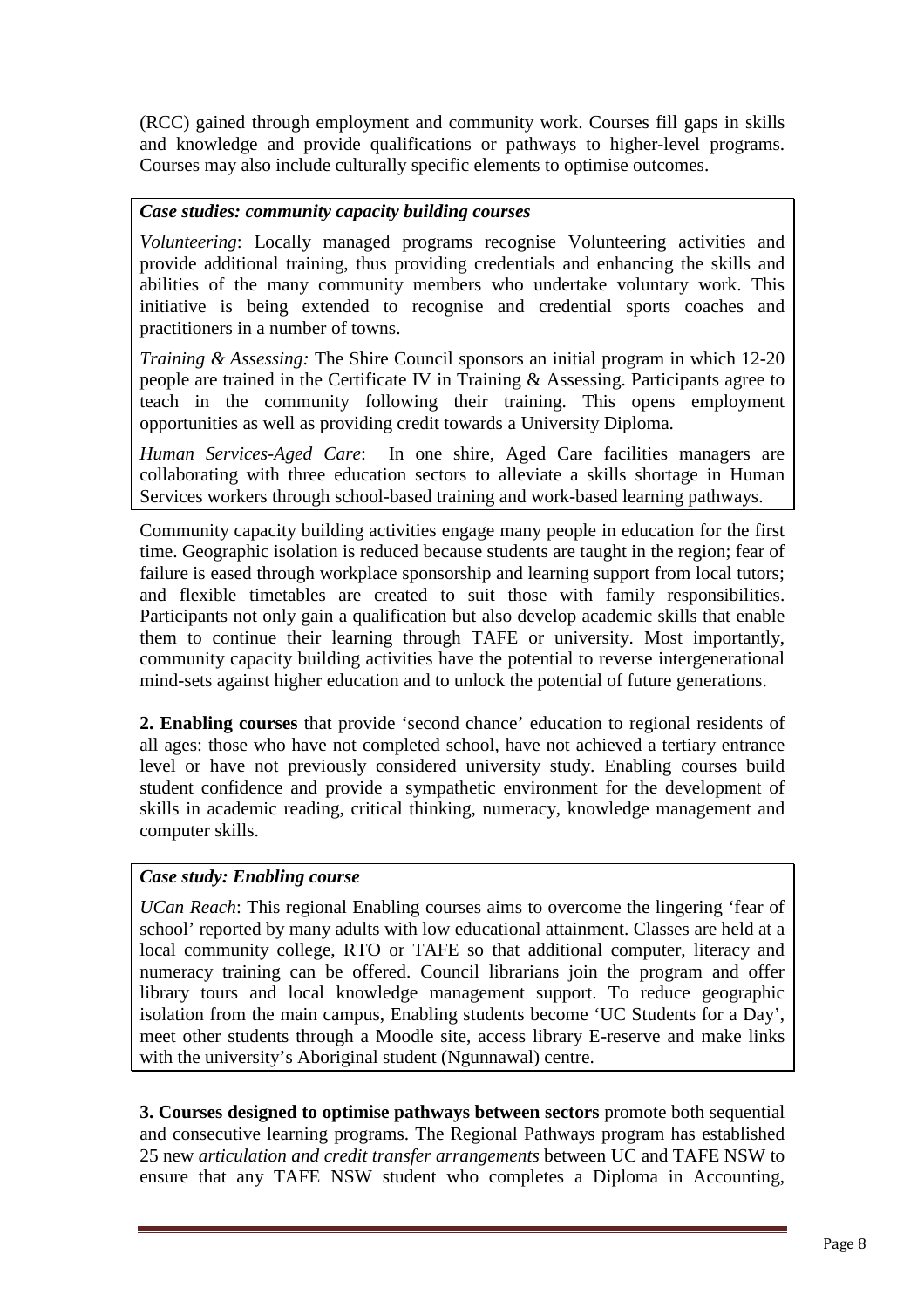(RCC) gained through employment and community work. Courses fill gaps in skills and knowledge and provide qualifications or pathways to higher-level programs. Courses may also include culturally specific elements to optimise outcomes.

> ***Case studies: community capacity building courses***
>
> *Volunteering*: Locally managed programs recognise Volunteering activities and provide additional training, thus providing credentials and enhancing the skills and abilities of the many community members who undertake voluntary work. This initiative is being extended to recognise and credential sports coaches and practitioners in a number of towns.
>
> *Training & Assessing:* The Shire Council sponsors an initial program in which 12-20 people are trained in the Certificate IV in Training & Assessing. Participants agree to teach in the community following their training. This opens employment opportunities as well as providing credit towards a University Diploma.
>
> *Human Services-Aged Care*: In one shire, Aged Care facilities managers are collaborating with three education sectors to alleviate a skills shortage in Human Services workers through school-based training and work-based learning pathways.

Community capacity building activities engage many people in education for the first time. Geographic isolation is reduced because students are taught in the region; fear of failure is eased through workplace sponsorship and learning support from local tutors; and flexible timetables are created to suit those with family responsibilities. Participants not only gain a qualification but also develop academic skills that enable them to continue their learning through TAFE or university. Most importantly, community capacity building activities have the potential to reverse intergenerational mind-sets against higher education and to unlock the potential of future generations.

**2. Enabling courses** that provide 'second chance' education to regional residents of all ages: those who have not completed school, have not achieved a tertiary entrance level or have not previously considered university study. Enabling courses build student confidence and provide a sympathetic environment for the development of skills in academic reading, critical thinking, numeracy, knowledge management and computer skills.

> ***Case study: Enabling course***
>
> *UCan Reach*: This regional Enabling courses aims to overcome the lingering 'fear of school' reported by many adults with low educational attainment. Classes are held at a local community college, RTO or TAFE so that additional computer, literacy and numeracy training can be offered. Council librarians join the program and offer library tours and local knowledge management support. To reduce geographic isolation from the main campus, Enabling students become 'UC Students for a Day', meet other students through a Moodle site, access library E-reserve and make links with the university's Aboriginal student (Ngunnawal) centre.

**3. Courses designed to optimise pathways between sectors** promote both sequential and consecutive learning programs. The Regional Pathways program has established 25 new *articulation and credit transfer arrangements* between UC and TAFE NSW to ensure that any TAFE NSW student who completes a Diploma in Accounting,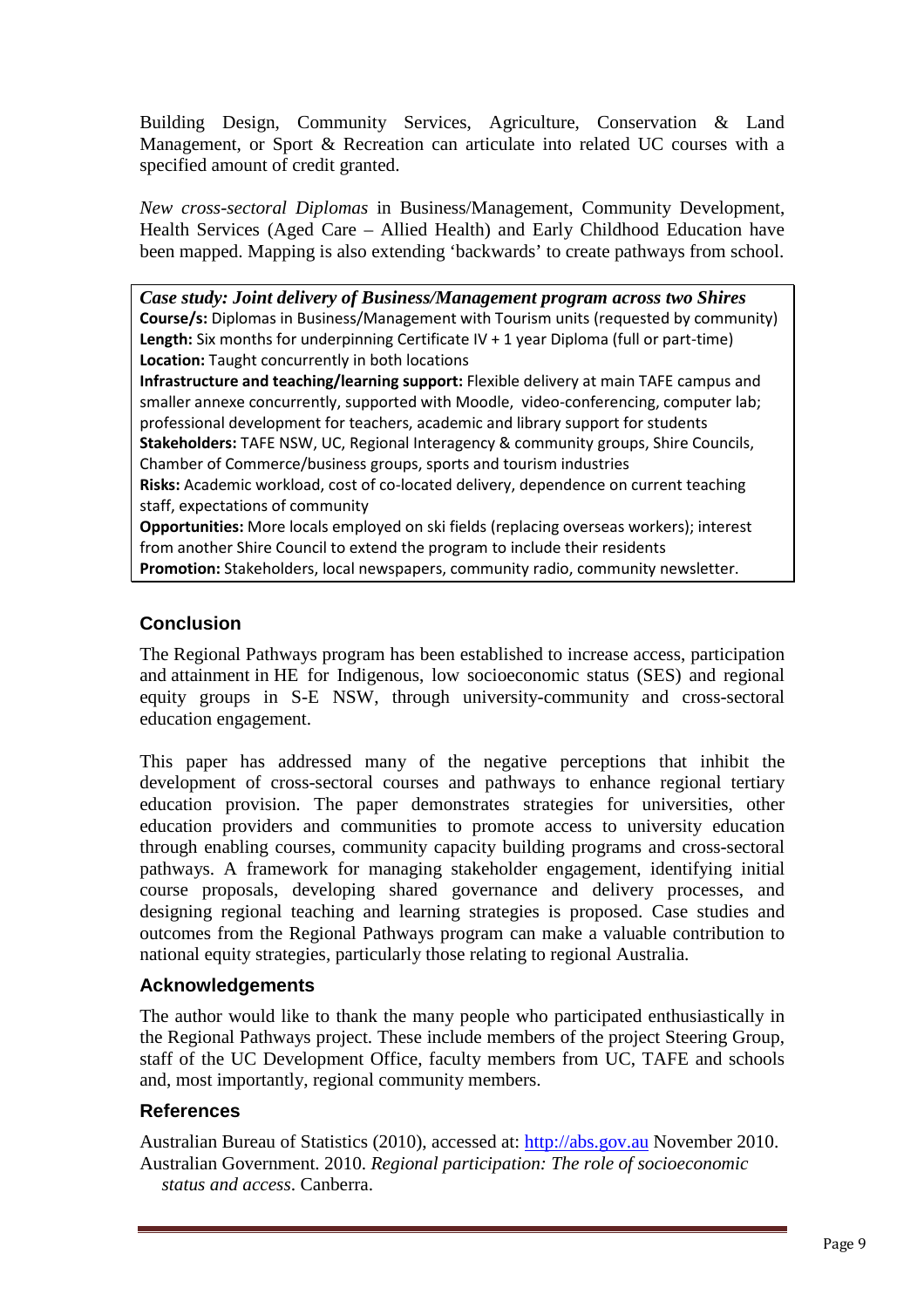Building Design, Community Services, Agriculture, Conservation & Land Management, or Sport & Recreation can articulate into related UC courses with a specified amount of credit granted.

*New cross-sectoral Diplomas* in Business/Management, Community Development, Health Services (Aged Care – Allied Health) and Early Childhood Education have been mapped. Mapping is also extending 'backwards' to create pathways from school.

***Case study: Joint delivery of Business/Management program across two Shires***
**Course/s:** Diplomas in Business/Management with Tourism units (requested by community)
**Length:** Six months for underpinning Certificate IV + 1 year Diploma (full or part-time)
**Location:** Taught concurrently in both locations
**Infrastructure and teaching/learning support:** Flexible delivery at main TAFE campus and smaller annexe concurrently, supported with Moodle, video-conferencing, computer lab; professional development for teachers, academic and library support for students
**Stakeholders:** TAFE NSW, UC, Regional Interagency & community groups, Shire Councils, Chamber of Commerce/business groups, sports and tourism industries
**Risks:** Academic workload, cost of co-located delivery, dependence on current teaching staff, expectations of community
**Opportunities:** More locals employed on ski fields (replacing overseas workers); interest from another Shire Council to extend the program to include their residents
**Promotion:** Stakeholders, local newspapers, community radio, community newsletter.

## Conclusion

The Regional Pathways program has been established to increase access, participation and attainment in HE for Indigenous, low socioeconomic status (SES) and regional equity groups in S-E NSW, through university-community and cross-sectoral education engagement.

This paper has addressed many of the negative perceptions that inhibit the development of cross-sectoral courses and pathways to enhance regional tertiary education provision. The paper demonstrates strategies for universities, other education providers and communities to promote access to university education through enabling courses, community capacity building programs and cross-sectoral pathways. A framework for managing stakeholder engagement, identifying initial course proposals, developing shared governance and delivery processes, and designing regional teaching and learning strategies is proposed. Case studies and outcomes from the Regional Pathways program can make a valuable contribution to national equity strategies, particularly those relating to regional Australia.

## Acknowledgements

The author would like to thank the many people who participated enthusiastically in the Regional Pathways project. These include members of the project Steering Group, staff of the UC Development Office, faculty members from UC, TAFE and schools and, most importantly, regional community members.

## References

Australian Bureau of Statistics (2010), accessed at: http://abs.gov.au November 2010.

Australian Government. 2010. *Regional participation: The role of socioeconomic status and access*. Canberra.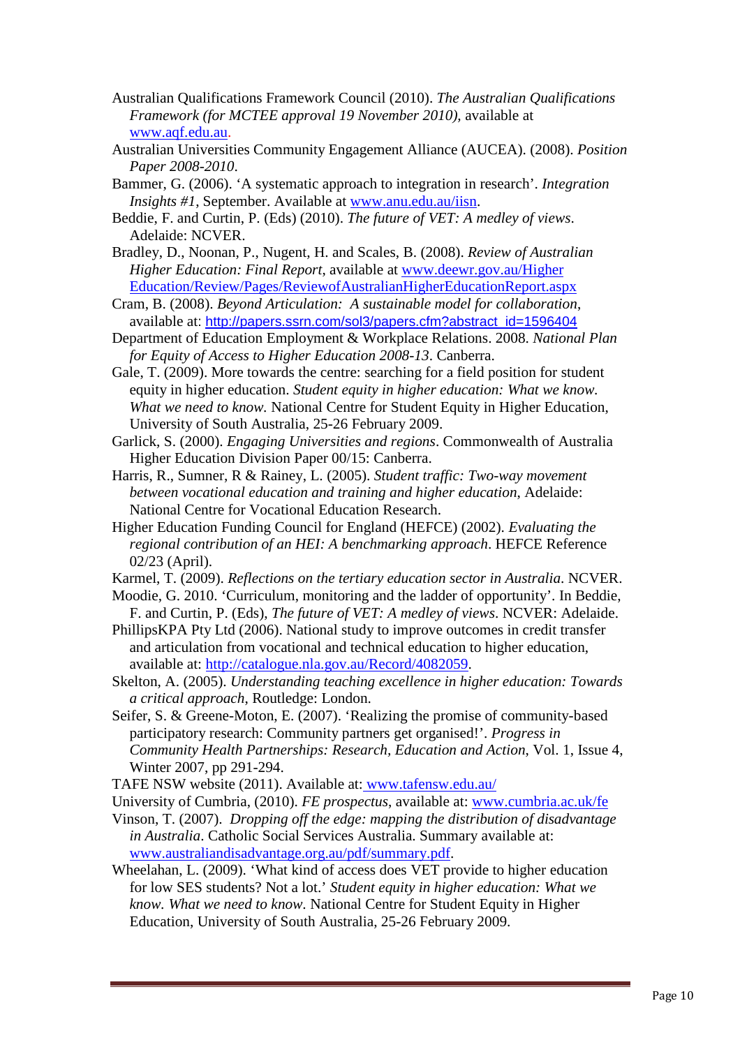Australian Qualifications Framework Council (2010). *The Australian Qualifications Framework (for MCTEE approval 19 November 2010)*, available at www.aqf.edu.au.

Australian Universities Community Engagement Alliance (AUCEA). (2008). *Position Paper 2008-2010*.

Bammer, G. (2006). 'A systematic approach to integration in research'. *Integration Insights #1*, September. Available at www.anu.edu.au/iisn.

Beddie, F. and Curtin, P. (Eds) (2010). *The future of VET: A medley of views*. Adelaide: NCVER.

Bradley, D., Noonan, P., Nugent, H. and Scales, B. (2008). *Review of Australian Higher Education: Final Report*, available at www.deewr.gov.au/Higher Education/Review/Pages/ReviewofAustralianHigherEducationReport.aspx

Cram, B. (2008). *Beyond Articulation: A sustainable model for collaboration*, available at: http://papers.ssrn.com/sol3/papers.cfm?abstract_id=1596404

Department of Education Employment & Workplace Relations. 2008. *National Plan for Equity of Access to Higher Education 2008-13*. Canberra.

Gale, T. (2009). More towards the centre: searching for a field position for student equity in higher education. *Student equity in higher education: What we know. What we need to know.* National Centre for Student Equity in Higher Education, University of South Australia, 25-26 February 2009.

Garlick, S. (2000). *Engaging Universities and regions*. Commonwealth of Australia Higher Education Division Paper 00/15: Canberra.

Harris, R., Sumner, R & Rainey, L. (2005). *Student traffic: Two-way movement between vocational education and training and higher education*, Adelaide: National Centre for Vocational Education Research.

Higher Education Funding Council for England (HEFCE) (2002). *Evaluating the regional contribution of an HEI: A benchmarking approach*. HEFCE Reference 02/23 (April).

Karmel, T. (2009). *Reflections on the tertiary education sector in Australia*. NCVER.

Moodie, G. 2010. 'Curriculum, monitoring and the ladder of opportunity'. In Beddie, F. and Curtin, P. (Eds), *The future of VET: A medley of views*. NCVER: Adelaide.

PhillipsKPA Pty Ltd (2006). National study to improve outcomes in credit transfer and articulation from vocational and technical education to higher education, available at: http://catalogue.nla.gov.au/Record/4082059.

Skelton, A. (2005). *Understanding teaching excellence in higher education: Towards a critical approach*, Routledge: London.

Seifer, S. & Greene-Moton, E. (2007). 'Realizing the promise of community-based participatory research: Community partners get organised!'. *Progress in Community Health Partnerships: Research, Education and Action*, Vol. 1, Issue 4, Winter 2007, pp 291-294.

TAFE NSW website (2011). Available at: www.tafensw.edu.au/

University of Cumbria, (2010). *FE prospectus*, available at: www.cumbria.ac.uk/fe

Vinson, T. (2007). *Dropping off the edge: mapping the distribution of disadvantage in Australia*. Catholic Social Services Australia. Summary available at: www.australiandisadvantage.org.au/pdf/summary.pdf.

Wheelahan, L. (2009). 'What kind of access does VET provide to higher education for low SES students? Not a lot.' *Student equity in higher education: What we know. What we need to know*. National Centre for Student Equity in Higher Education, University of South Australia, 25-26 February 2009.